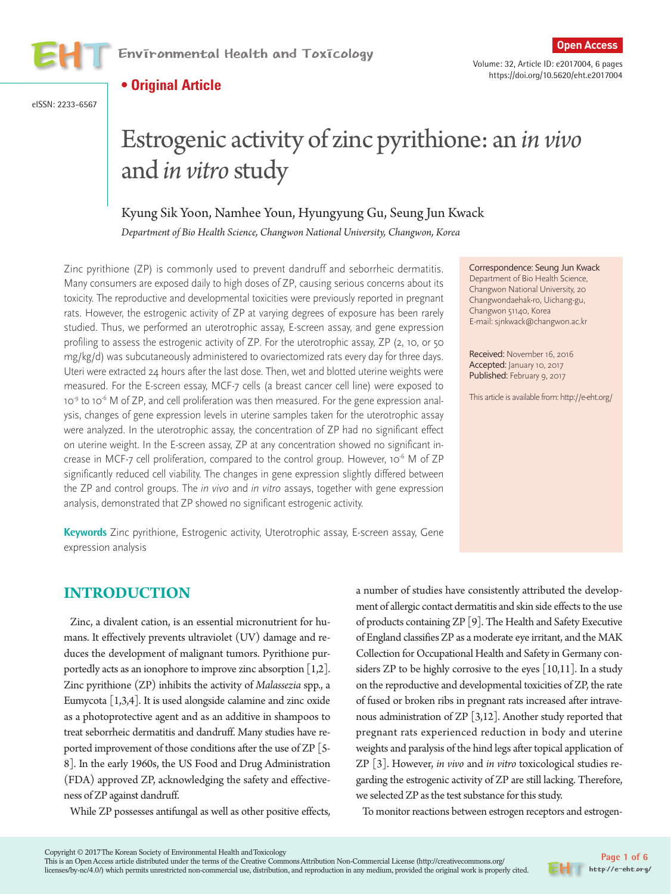**• Original Article**

eISSN: 2233-6567

# Estrogenic activity of zinc pyrithione: an *in vivo* and *in vitro* study

Kyung Sik Yoon, Namhee Youn, Hyungyung Gu, Seung Jun Kwack

*Department of Bio Health Science, Changwon National University, Changwon, Korea*

Zinc pyrithione (ZP) is commonly used to prevent dandruff and seborrheic dermatitis. Many consumers are exposed daily to high doses of ZP, causing serious concerns about its toxicity. The reproductive and developmental toxicities were previously reported in pregnant rats. However, the estrogenic activity of ZP at varying degrees of exposure has been rarely studied. Thus, we performed an uterotrophic assay, E-screen assay, and gene expression profiling to assess the estrogenic activity of ZP. For the uterotrophic assay, ZP (2, 10, or 50 mg/kg/d) was subcutaneously administered to ovariectomized rats every day for three days. Uteri were extracted 24 hours after the last dose. Then, wet and blotted uterine weights were measured. For the E-screen essay, MCF-7 cells (a breast cancer cell line) were exposed to $10^{-9}$ to $10^{-6}$ M of ZP, and cell proliferation was then measured. For the gene expression analysis, changes of gene expression levels in uterine samples taken for the uterotrophic assay were analyzed. In the uterotrophic assay, the concentration of ZP had no significant effect on uterine weight. In the E-screen assay, ZP at any concentration showed no significant increase in MCF-7 cell proliferation, compared to the control group. However, $10^{-6}$ M of ZP significantly reduced cell viability. The changes in gene expression slightly differed between the ZP and control groups. The *in vivo* and *in vitro* assays, together with gene expression analysis, demonstrated that ZP showed no significant estrogenic activity.

**Keywords** Zinc pyrithione, Estrogenic activity, Uterotrophic assay, E-screen assay, Gene expression analysis

Correspondence: Seung Jun Kwack
Department of Bio Health Science, Changwon National University, 20 Changwondaehak-ro, Uichang-gu, Changwon 51140, Korea
E-mail: sjnkwack@changwon.ac.kr

Received: November 16, 2016
Accepted: January 10, 2017
Published: February 9, 2017

This article is available from: http://e-eht.org/

## INTRODUCTION

Zinc, a divalent cation, is an essential micronutrient for humans. It effectively prevents ultraviolet (UV) damage and reduces the development of malignant tumors. Pyrithione purportedly acts as an ionophore to improve zinc absorption [1,2]. Zinc pyrithione (ZP) inhibits the activity of *Malassezia* spp., a Eumycota [1,3,4]. It is used alongside calamine and zinc oxide as a photoprotective agent and as an additive in shampoos to treat seborrheic dermatitis and dandruff. Many studies have reported improvement of those conditions after the use of ZP [5-8]. In the early 1960s, the US Food and Drug Administration (FDA) approved ZP, acknowledging the safety and effectiveness of ZP against dandruff.

While ZP possesses antifungal as well as other positive effects, a number of studies have consistently attributed the development of allergic contact dermatitis and skin side effects to the use of products containing ZP [9]. The Health and Safety Executive of England classifies ZP as a moderate eye irritant, and the MAK Collection for Occupational Health and Safety in Germany considers ZP to be highly corrosive to the eyes [10,11]. In a study on the reproductive and developmental toxicities of ZP, the rate of fused or broken ribs in pregnant rats increased after intravenous administration of ZP [3,12]. Another study reported that pregnant rats experienced reduction in body and uterine weights and paralysis of the hind legs after topical application of ZP [3]. However, *in vivo* and *in vitro* toxicological studies regarding the estrogenic activity of ZP are still lacking. Therefore, we selected ZP as the test substance for this study.

To monitor reactions between estrogen receptors and estrogen-

Copyright © 2017 The Korean Society of Environmental Health and Toxicology
This is an Open Access article distributed under the terms of the Creative Commons Attribution Non-Commercial License (http://creativecommons.org/licenses/by-nc/4.0/) which permits unrestricted non-commercial use, distribution, and reproduction in any medium, provided the original work is properly cited.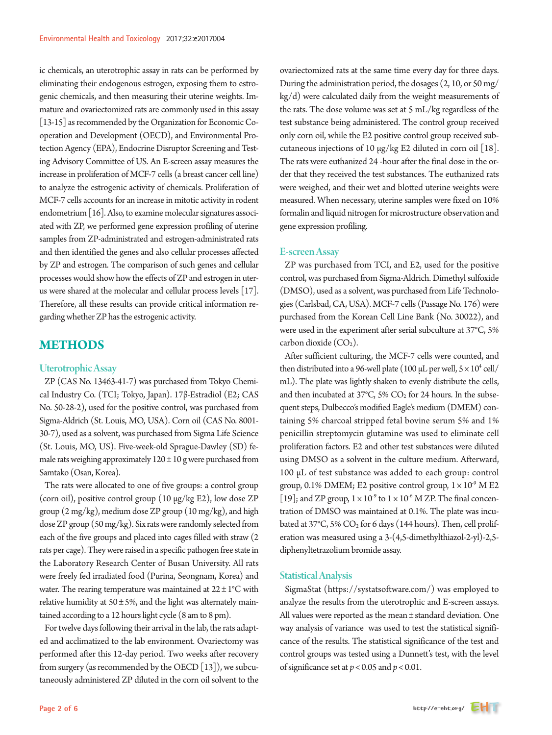ic chemicals, an uterotrophic assay in rats can be performed by eliminating their endogenous estrogen, exposing them to estrogenic chemicals, and then measuring their uterine weights. Immature and ovariectomized rats are commonly used in this assay [13-15] as recommended by the Organization for Economic Cooperation and Development (OECD), and Environmental Protection Agency (EPA), Endocrine Disruptor Screening and Testing Advisory Committee of US. An E-screen assay measures the increase in proliferation of MCF-7 cells (a breast cancer cell line) to analyze the estrogenic activity of chemicals. Proliferation of MCF-7 cells accounts for an increase in mitotic activity in rodent endometrium [16]. Also, to examine molecular signatures associated with ZP, we performed gene expression profiling of uterine samples from ZP-administrated and estrogen-administrated rats and then identified the genes and also cellular processes affected by ZP and estrogen. The comparison of such genes and cellular processes would show how the effects of ZP and estrogen in uterus were shared at the molecular and cellular process levels [17]. Therefore, all these results can provide critical information regarding whether ZP has the estrogenic activity.

# METHODS

## Uterotrophic Assay

ZP (CAS No. 13463-41-7) was purchased from Tokyo Chemical Industry Co. (TCI; Tokyo, Japan). 17β-Estradiol (E2; CAS No. 50-28-2), used for the positive control, was purchased from Sigma-Aldrich (St. Louis, MO, USA). Corn oil (CAS No. 8001-30-7), used as a solvent, was purchased from Sigma Life Science (St. Louis, MO, US). Five-week-old Sprague-Dawley (SD) female rats weighing approximately 120 ± 10 g were purchased from Samtako (Osan, Korea).

The rats were allocated to one of five groups: a control group (corn oil), positive control group (10 μg/kg E2), low dose ZP group (2 mg/kg), medium dose ZP group (10 mg/kg), and high dose ZP group (50 mg/kg). Six rats were randomly selected from each of the five groups and placed into cages filled with straw (2 rats per cage). They were raised in a specific pathogen free state in the Laboratory Research Center of Busan University. All rats were freely fed irradiated food (Purina, Seongnam, Korea) and water. The rearing temperature was maintained at 22 ± 1°C with relative humidity at 50 ± 5%, and the light was alternately maintained according to a 12 hours light cycle (8 am to 8 pm).

For twelve days following their arrival in the lab, the rats adapted and acclimatized to the lab environment. Ovariectomy was performed after this 12-day period. Two weeks after recovery from surgery (as recommended by the OECD [13]), we subcutaneously administered ZP diluted in the corn oil solvent to the ovariectomized rats at the same time every day for three days. During the administration period, the dosages (2, 10, or 50 mg/kg/d) were calculated daily from the weight measurements of the rats. The dose volume was set at 5 mL/kg regardless of the test substance being administered. The control group received only corn oil, while the E2 positive control group received subcutaneous injections of 10 μg/kg E2 diluted in corn oil [18]. The rats were euthanized 24 -hour after the final dose in the order that they received the test substances. The euthanized rats were weighed, and their wet and blotted uterine weights were measured. When necessary, uterine samples were fixed on 10% formalin and liquid nitrogen for microstructure observation and gene expression profiling.

## E-screen Assay

ZP was purchased from TCI, and E2, used for the positive control, was purchased from Sigma-Aldrich. Dimethyl sulfoxide (DMSO), used as a solvent, was purchased from Life Technologies (Carlsbad, CA, USA). MCF-7 cells (Passage No. 176) were purchased from the Korean Cell Line Bank (No. 30022), and were used in the experiment after serial subculture at 37°C, 5% carbon dioxide ($CO_2$).

After sufficient culturing, the MCF-7 cells were counted, and then distributed into a 96-well plate (100 μL per well, $5 \times 10^4$ cell/mL). The plate was lightly shaken to evenly distribute the cells, and then incubated at 37°C, 5% $CO_2$ for 24 hours. In the subsequent steps, Dulbecco's modified Eagle's medium (DMEM) containing 5% charcoal stripped fetal bovine serum 5% and 1% penicillin streptomycin glutamine was used to eliminate cell proliferation factors. E2 and other test substances were diluted using DMSO as a solvent in the culture medium. Afterward, 100 μL of test substance was added to each group: control group, 0.1% DMEM; E2 positive control group, $1 \times 10^{-9}$ M E2 [19]; and ZP group, $1 \times 10^{-9}$ to $1 \times 10^{-6}$ M ZP. The final concentration of DMSO was maintained at 0.1%. The plate was incubated at 37°C, 5% $CO_2$ for 6 days (144 hours). Then, cell proliferation was measured using a 3-(4,5-dimethylthiazol-2-yl)-2,5-diphenyltetrazolium bromide assay.

## Statistical Analysis

SigmaStat (https://systatsoftware.com/) was employed to analyze the results from the uterotrophic and E-screen assays. All values were reported as the mean ± standard deviation. One way analysis of variance was used to test the statistical significance of the results. The statistical significance of the test and control groups was tested using a Dunnett's test, with the level of significance set at $p < 0.05$ and $p < 0.01$.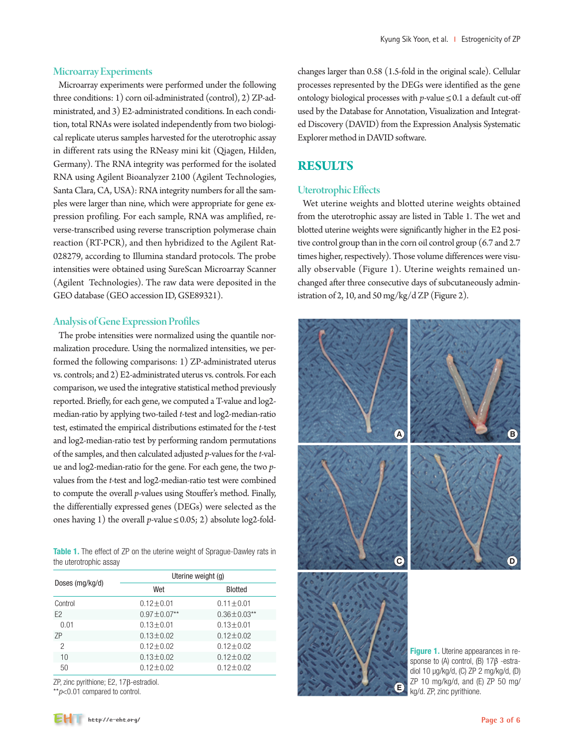## Microarray Experiments

Microarray experiments were performed under the following three conditions: 1) corn oil-administrated (control), 2) ZP-administrated, and 3) E2-administrated conditions. In each condition, total RNAs were isolated independently from two biological replicate uterus samples harvested for the uterotrophic assay in different rats using the RNeasy mini kit (Qiagen, Hilden, Germany). The RNA integrity was performed for the isolated RNA using Agilent Bioanalyzer 2100 (Agilent Technologies, Santa Clara, CA, USA): RNA integrity numbers for all the samples were larger than nine, which were appropriate for gene expression profiling. For each sample, RNA was amplified, reverse-transcribed using reverse transcription polymerase chain reaction (RT-PCR), and then hybridized to the Agilent Rat-028279, according to Illumina standard protocols. The probe intensities were obtained using SureScan Microarray Scanner (Agilent Technologies). The raw data were deposited in the GEO database (GEO accession ID, GSE89321).

## Analysis of Gene Expression Profiles

The probe intensities were normalized using the quantile normalization procedure. Using the normalized intensities, we performed the following comparisons: 1) ZP-administrated uterus vs. controls; and 2) E2-administrated uterus vs. controls. For each comparison, we used the integrative statistical method previously reported. Briefly, for each gene, we computed a T-value and log2-median-ratio by applying two-tailed *t*-test and log2-median-ratio test, estimated the empirical distributions estimated for the *t*-test and log2-median-ratio test by performing random permutations of the samples, and then calculated adjusted *p*-values for the *t*-value and log2-median-ratio for the gene. For each gene, the two *p*-values from the *t*-test and log2-median-ratio test were combined to compute the overall *p*-values using Stouffer's method. Finally, the differentially expressed genes (DEGs) were selected as the ones having 1) the overall $p$-value $\leq 0.05$; 2) absolute log2-fold-changes larger than 0.58 (1.5-fold in the original scale). Cellular processes represented by the DEGs were identified as the gene ontology biological processes with $p$-value $\leq 0.1$ a default cut-off used by the Database for Annotation, Visualization and Integrated Discovery (DAVID) from the Expression Analysis Systematic Explorer method in DAVID software.

**Table 1.** The effect of ZP on the uterine weight of Sprague-Dawley rats in the uterotrophic assay

| Doses (mg/kg/d) | Uterine weight (g) | |
|---|---|---|
| | Wet | Blotted |
| Control | 0.12±0.01 | 0.11±0.01 |
| E2 | 0.97±0.07** | 0.36±0.03** |
| 0.01 | 0.13±0.01 | 0.13±0.01 |
| ZP | 0.13±0.02 | 0.12±0.02 |
| 2 | 0.12±0.02 | 0.12±0.02 |
| 10 | 0.13±0.02 | 0.12±0.02 |
| 50 | 0.12±0.02 | 0.12±0.02 |

ZP, zinc pyrithione; E2, 17β-estradiol.
**$p<0.01$ compared to control.

# RESULTS

## Uterotrophic Effects

Wet uterine weights and blotted uterine weights obtained from the uterotrophic assay are listed in Table 1. The wet and blotted uterine weights were significantly higher in the E2 positive control group than in the corn oil control group (6.7 and 2.7 times higher, respectively). Those volume differences were visually observable (Figure 1). Uterine weights remained unchanged after three consecutive days of subcutaneously administration of 2, 10, and 50 mg/kg/d ZP (Figure 2).

**Figure 1.** Uterine appearances in response to (A) control, (B) 17β -estradiol 10 μg/kg/d, (C) ZP 2 mg/kg/d, (D) ZP 10 mg/kg/d, and (E) ZP 50 mg/kg/d. ZP, zinc pyrithione.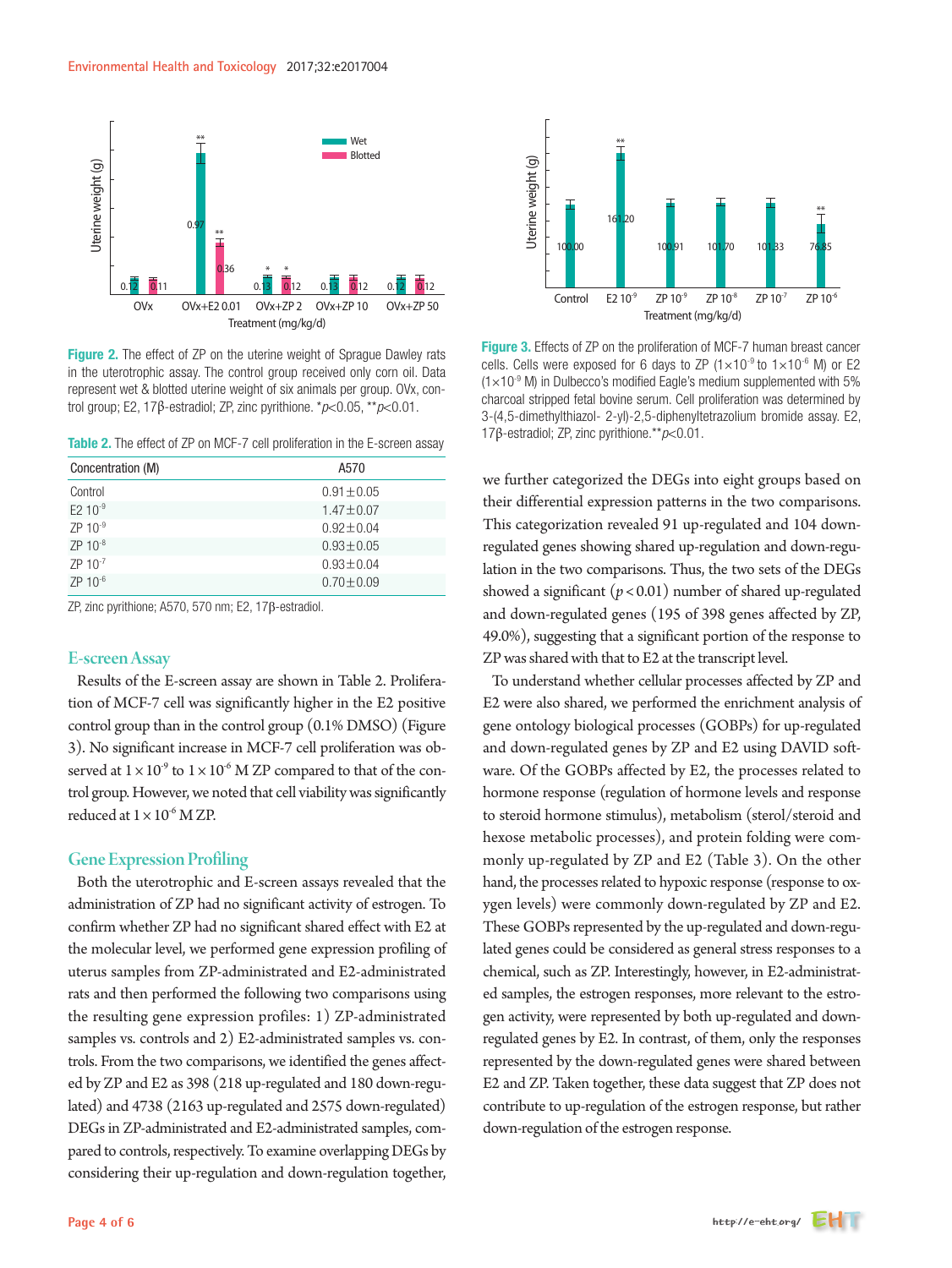Figure 2. The effect of ZP on the uterine weight of Sprague Dawley rats in the uterotrophic assay. The control group received only corn oil. Data represent wet & blotted uterine weight of six animals per group. OVx, control group; E2, 17β-estradiol; ZP, zinc pyrithione. * $p<0.05$, ** $p<0.01$.

Figure 3. Effects of ZP on the proliferation of MCF-7 human breast cancer cells. Cells were exposed for 6 days to ZP ($1\times10^{-9}$ to $1\times10^{-6}$ M) or E2 ($1\times10^{-9}$ M) in Dulbecco's modified Eagle's medium supplemented with 5% charcoal stripped fetal bovine serum. Cell proliferation was determined by 3-(4,5-dimethylthiazol- 2-yl)-2,5-diphenyltetrazolium bromide assay. E2, 17β-estradiol; ZP, zinc pyrithione. ** $p<0.01$.

Table 2. The effect of ZP on MCF-7 cell proliferation in the E-screen assay

| Concentration (M) | A570 |
|---|---|
| Control | 0.91±0.05 |
| E2 $10^{-9}$ | 1.47±0.07 |
| ZP $10^{-9}$ | 0.92±0.04 |
| ZP $10^{-8}$ | 0.93±0.05 |
| ZP $10^{-7}$ | 0.93±0.04 |
| ZP $10^{-6}$ | 0.70±0.09 |

ZP, zinc pyrithione; A570, 570 nm; E2, 17β-estradiol.

## E-screen Assay

Results of the E-screen assay are shown in Table 2. Proliferation of MCF-7 cell was significantly higher in the E2 positive control group than in the control group (0.1% DMSO) (Figure 3). No significant increase in MCF-7 cell proliferation was observed at $1\times10^{-9}$ to $1\times10^{-6}$ M ZP compared to that of the control group. However, we noted that cell viability was significantly reduced at $1\times10^{-6}$ M ZP.

## Gene Expression Profiling

Both the uterotrophic and E-screen assays revealed that the administration of ZP had no significant activity of estrogen. To confirm whether ZP had no significant shared effect with E2 at the molecular level, we performed gene expression profiling of uterus samples from ZP-administrated and E2-administrated rats and then performed the following two comparisons using the resulting gene expression profiles: 1) ZP-administrated samples vs. controls and 2) E2-administrated samples vs. controls. From the two comparisons, we identified the genes affected by ZP and E2 as 398 (218 up-regulated and 180 down-regulated) and 4738 (2163 up-regulated and 2575 down-regulated) DEGs in ZP-administrated and E2-administrated samples, compared to controls, respectively. To examine overlapping DEGs by considering their up-regulation and down-regulation together, we further categorized the DEGs into eight groups based on their differential expression patterns in the two comparisons. This categorization revealed 91 up-regulated and 104 down-regulated genes showing shared up-regulation and down-regulation in the two comparisons. Thus, the two sets of the DEGs showed a significant ($p<0.01$) number of shared up-regulated and down-regulated genes (195 of 398 genes affected by ZP, 49.0%), suggesting that a significant portion of the response to ZP was shared with that to E2 at the transcript level.

To understand whether cellular processes affected by ZP and E2 were also shared, we performed the enrichment analysis of gene ontology biological processes (GOBPs) for up-regulated and down-regulated genes by ZP and E2 using DAVID software. Of the GOBPs affected by E2, the processes related to hormone response (regulation of hormone levels and response to steroid hormone stimulus), metabolism (sterol/steroid and hexose metabolic processes), and protein folding were commonly up-regulated by ZP and E2 (Table 3). On the other hand, the processes related to hypoxic response (response to oxygen levels) were commonly down-regulated by ZP and E2. These GOBPs represented by the up-regulated and down-regulated genes could be considered as general stress responses to a chemical, such as ZP. Interestingly, however, in E2-administrated samples, the estrogen responses, more relevant to the estrogen activity, were represented by both up-regulated and down-regulated genes by E2. In contrast, of them, only the responses represented by the down-regulated genes were shared between E2 and ZP. Taken together, these data suggest that ZP does not contribute to up-regulation of the estrogen response, but rather down-regulation of the estrogen response.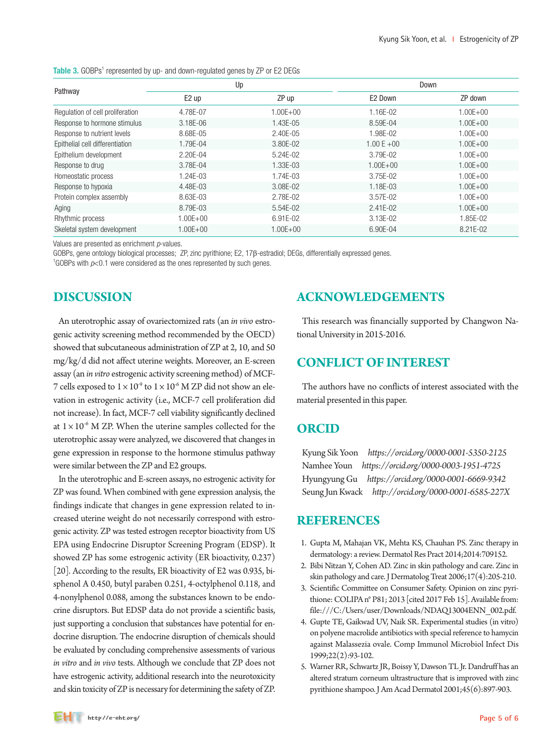**Table 3.** GOBPs[1] represented by up- and down-regulated genes by ZP or E2 DEGs

| Pathway | Up | | Down | |
|---|---|---|---|---|
| | E2 up | ZP up | E2 Down | ZP down |
| Regulation of cell proliferation | 4.78E-07 | 1.00E+00 | 1.16E-02 | 1.00E+00 |
| Response to hormone stimulus | 3.18E-06 | 1.43E-05 | 8.59E-04 | 1.00E+00 |
| Response to nutrient levels | 8.68E-05 | 2.40E-05 | 1.98E-02 | 1.00E+00 |
| Epithelial cell differentiation | 1.79E-04 | 3.80E-02 | 1.00 E +00 | 1.00E+00 |
| Epithelium development | 2.20E-04 | 5.24E-02 | 3.79E-02 | 1.00E+00 |
| Response to drug | 3.78E-04 | 1.33E-03 | 1.00E+00 | 1.00E+00 |
| Homeostatic process | 1.24E-03 | 1.74E-03 | 3.75E-02 | 1.00E+00 |
| Response to hypoxia | 4.48E-03 | 3.08E-02 | 1.18E-03 | 1.00E+00 |
| Protein complex assembly | 8.63E-03 | 2.78E-02 | 3.57E-02 | 1.00E+00 |
| Aging | 8.79E-03 | 5.54E-02 | 2.41E-02 | 1.00E+00 |
| Rhythmic process | 1.00E+00 | 6.91E-02 | 3.13E-02 | 1.85E-02 |
| Skeletal system development | 1.00E+00 | 1.00E+00 | 6.90E-04 | 8.21E-02 |

Values are presented as enrichment *p*-values.
GOBPs, gene ontology biological processes; ZP, zinc pyrithione; E2, 17β-estradiol; DEGs, differentially expressed genes.
[1]GOBPs with $p<0.1$ were considered as the ones represented by such genes.

## DISCUSSION

An uterotrophic assay of ovariectomized rats (an *in vivo* estrogenic activity screening method recommended by the OECD) showed that subcutaneous administration of ZP at 2, 10, and 50 mg/kg/d did not affect uterine weights. Moreover, an E-screen assay (an *in vitro* estrogenic activity screening method) of MCF-7 cells exposed to $1\times10^{-9}$ to $1\times10^{-6}$ M ZP did not show an elevation in estrogenic activity (i.e., MCF-7 cell proliferation did not increase). In fact, MCF-7 cell viability significantly declined at $1\times10^{-6}$ M ZP. When the uterine samples collected for the uterotrophic assay were analyzed, we discovered that changes in gene expression in response to the hormone stimulus pathway were similar between the ZP and E2 groups.

In the uterotrophic and E-screen assays, no estrogenic activity for ZP was found. When combined with gene expression analysis, the findings indicate that changes in gene expression related to increased uterine weight do not necessarily correspond with estrogenic activity. ZP was tested estrogen receptor bioactivity from US EPA using Endocrine Disruptor Screening Program (EDSP). It showed ZP has some estrogenic activity (ER bioactivity, 0.237) [20]. According to the results, ER bioactivity of E2 was 0.935, bisphenol A 0.450, butyl paraben 0.251, 4-octylphenol 0.118, and 4-nonylphenol 0.088, among the substances known to be endocrine disruptors. But EDSP data do not provide a scientific basis, just supporting a conclusion that substances have potential for endocrine disruption. The endocrine disruption of chemicals should be evaluated by concluding comprehensive assessments of various *in vitro* and *in vivo* tests. Although we conclude that ZP does not have estrogenic activity, additional research into the neurotoxicity and skin toxicity of ZP is necessary for determining the safety of ZP.

## ACKNOWLEDGEMENTS

This research was financially supported by Changwon National University in 2015-2016.

## CONFLICT OF INTEREST

The authors have no conflicts of interest associated with the material presented in this paper.

## ORCID

Kyung Sik Yoon *https://orcid.org/0000-0001-5350-2125*
Namhee Youn *https://orcid.org/0000-0003-1951-4725*
Hyungyung Gu *https://orcid.org/0000-0001-6669-9342*
Seung Jun Kwack *http://orcid.org/0000-0001-6585-227X*

## REFERENCES

1. Gupta M, Mahajan VK, Mehta KS, Chauhan PS. Zinc therapy in dermatology: a review. Dermatol Res Pract 2014;2014:709152.
2. Bibi Nitzan Y, Cohen AD. Zinc in skin pathology and care. Zinc in skin pathology and care. J Dermatolog Treat 2006;17(4):205-210.
3. Scientific Committee on Consumer Safety. Opinion on zinc pyrithione: COLIPA n° P81; 2013 [cited 2017 Feb 15]. Available from: file:///C:/Users/user/Downloads/NDAQ13004ENN_002.pdf.
4. Gupte TE, Gaikwad UV, Naik SR. Experimental studies (in vitro) on polyene macrolide antibiotics with special reference to hamycin against Malassezia ovale. Comp Immunol Microbiol Infect Dis 1999;22(2):93-102.
5. Warner RR, Schwartz JR, Boissy Y, Dawson TL Jr. Dandruff has an altered stratum corneum ultrastructure that is improved with zinc pyrithione shampoo. J Am Acad Dermatol 2001;45(6):897-903.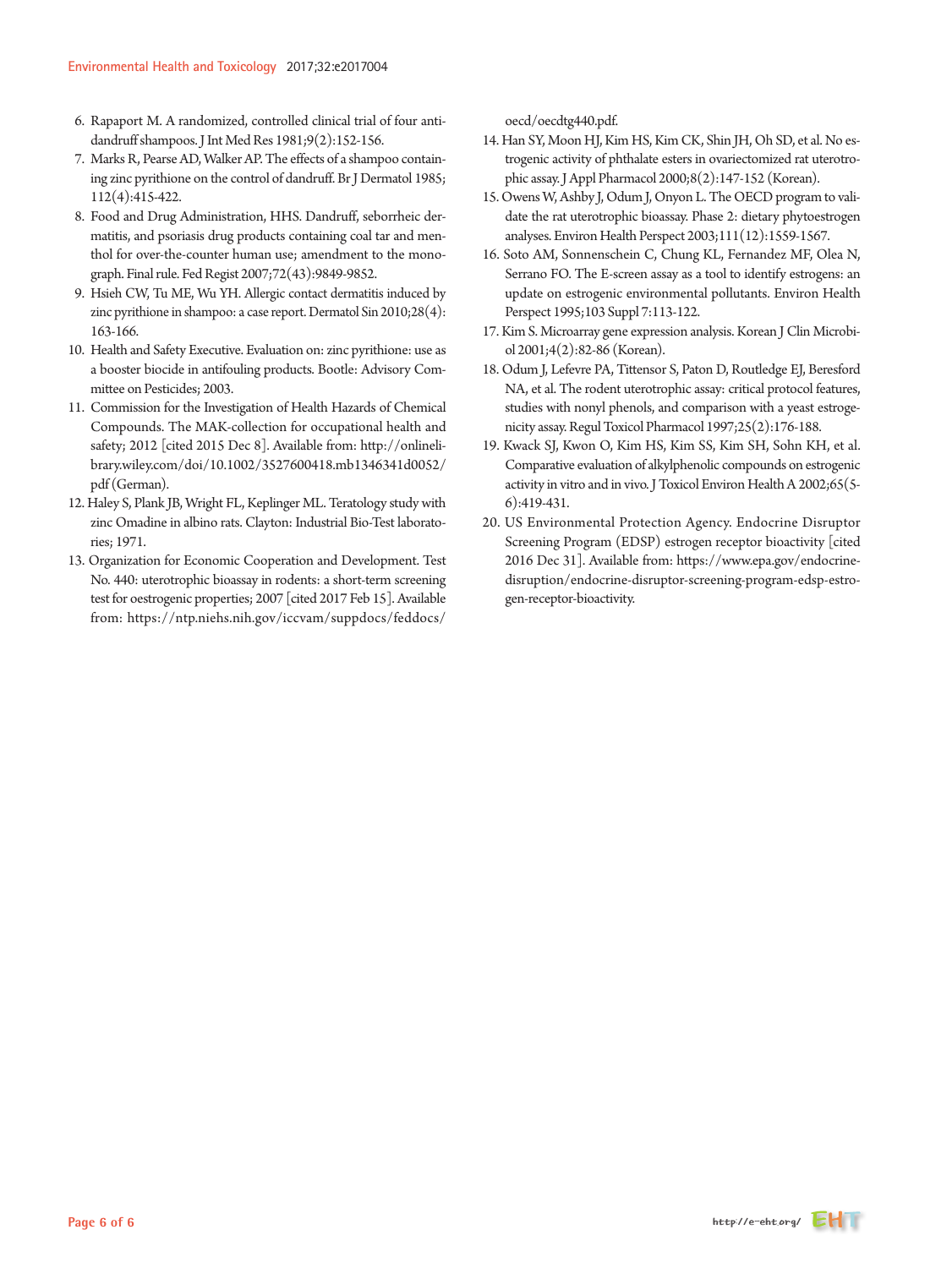6. Rapaport M. A randomized, controlled clinical trial of four antidandruff shampoos. J Int Med Res 1981;9(2):152-156.
7. Marks R, Pearse AD, Walker AP. The effects of a shampoo containing zinc pyrithione on the control of dandruff. Br J Dermatol 1985;112(4):415-422.
8. Food and Drug Administration, HHS. Dandruff, seborrheic dermatitis, and psoriasis drug products containing coal tar and menthol for over-the-counter human use; amendment to the monograph. Final rule. Fed Regist 2007;72(43):9849-9852.
9. Hsieh CW, Tu ME, Wu YH. Allergic contact dermatitis induced by zinc pyrithione in shampoo: a case report. Dermatol Sin 2010;28(4):163-166.
10. Health and Safety Executive. Evaluation on: zinc pyrithione: use as a booster biocide in antifouling products. Bootle: Advisory Committee on Pesticides; 2003.
11. Commission for the Investigation of Health Hazards of Chemical Compounds. The MAK-collection for occupational health and safety; 2012 [cited 2015 Dec 8]. Available from: http://onlinelibrary.wiley.com/doi/10.1002/3527600418.mb1346341d0052/pdf (German).
12. Haley S, Plank JB, Wright FL, Keplinger ML. Teratology study with zinc Omadine in albino rats. Clayton: Industrial Bio-Test laboratories; 1971.
13. Organization for Economic Cooperation and Development. Test No. 440: uterotrophic bioassay in rodents: a short-term screening test for oestrogenic properties; 2007 [cited 2017 Feb 15]. Available from: https://ntp.niehs.nih.gov/iccvam/suppdocs/feddocs/oecd/oecdtg440.pdf.
14. Han SY, Moon HJ, Kim HS, Kim CK, Shin JH, Oh SD, et al. No estrogenic activity of phthalate esters in ovariectomized rat uterotrophic assay. J Appl Pharmacol 2000;8(2):147-152 (Korean).
15. Owens W, Ashby J, Odum J, Onyon L. The OECD program to validate the rat uterotrophic bioassay. Phase 2: dietary phytoestrogen analyses. Environ Health Perspect 2003;111(12):1559-1567.
16. Soto AM, Sonnenschein C, Chung KL, Fernandez MF, Olea N, Serrano FO. The E-screen assay as a tool to identify estrogens: an update on estrogenic environmental pollutants. Environ Health Perspect 1995;103 Suppl 7:113-122.
17. Kim S. Microarray gene expression analysis. Korean J Clin Microbiol 2001;4(2):82-86 (Korean).
18. Odum J, Lefevre PA, Tittensor S, Paton D, Routledge EJ, Beresford NA, et al. The rodent uterotrophic assay: critical protocol features, studies with nonyl phenols, and comparison with a yeast estrogenicity assay. Regul Toxicol Pharmacol 1997;25(2):176-188.
19. Kwack SJ, Kwon O, Kim HS, Kim SS, Kim SH, Sohn KH, et al. Comparative evaluation of alkylphenolic compounds on estrogenic activity in vitro and in vivo. J Toxicol Environ Health A 2002;65(5-6):419-431.
20. US Environmental Protection Agency. Endocrine Disruptor Screening Program (EDSP) estrogen receptor bioactivity [cited 2016 Dec 31]. Available from: https://www.epa.gov/endocrine-disruption/endocrine-disruptor-screening-program-edsp-estrogen-receptor-bioactivity.